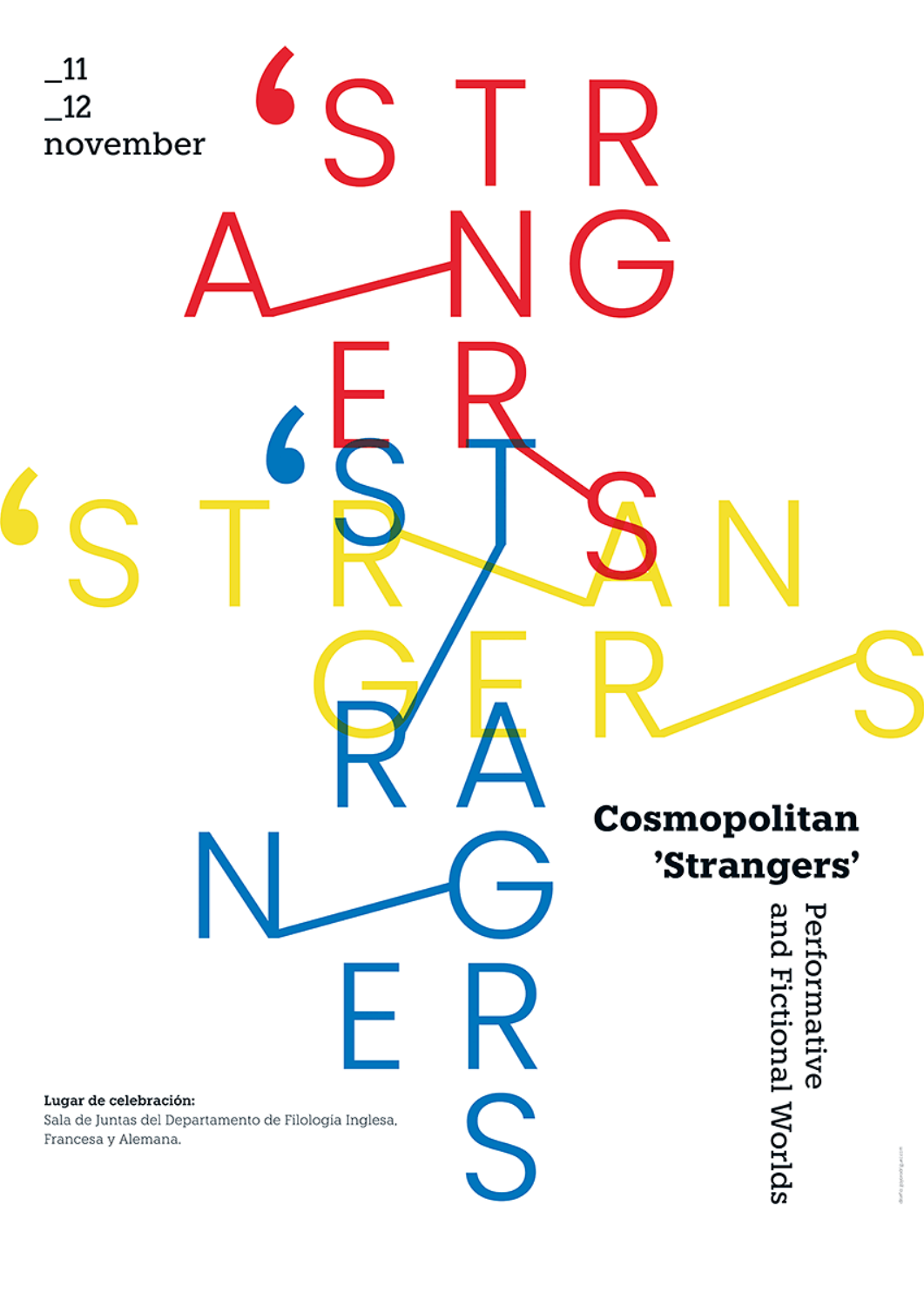_11
_12
november

'STRANGERS'

'STRANGERS'

'STRANGERS

# Cosmopolitan 'Strangers'

Performative and Fictional Worlds

**Lugar de celebración:**
Sala de Juntas del Departamento de Filología Inglesa, Francesa y Alemana.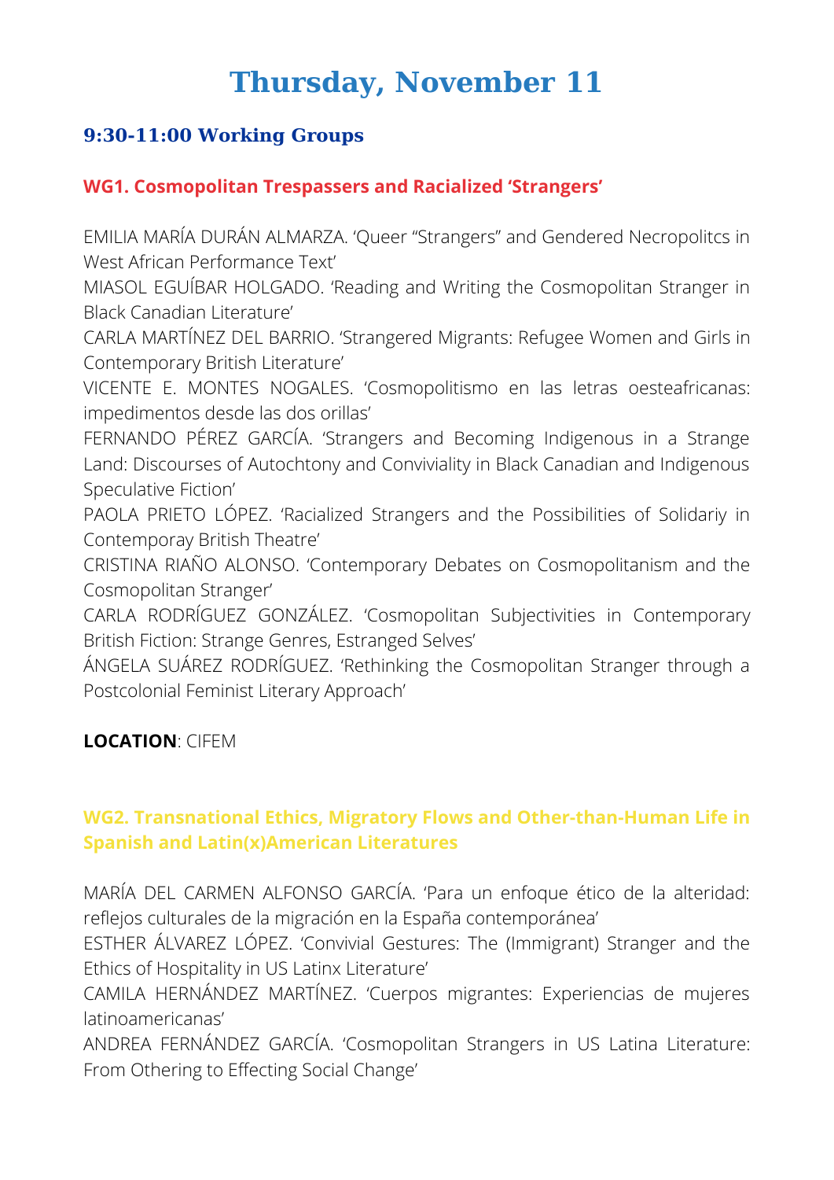# Thursday, November 11

## 9:30-11:00 Working Groups

### WG1. Cosmopolitan Trespassers and Racialized 'Strangers'

EMILIA MARÍA DURÁN ALMARZA. 'Queer "Strangers" and Gendered Necropolitcs in West African Performance Text'
MIASOL EGUÍBAR HOLGADO. 'Reading and Writing the Cosmopolitan Stranger in Black Canadian Literature'
CARLA MARTÍNEZ DEL BARRIO. 'Strangered Migrants: Refugee Women and Girls in Contemporary British Literature'
VICENTE E. MONTES NOGALES. 'Cosmopolitismo en las letras oesteafricanas: impedimentos desde las dos orillas'
FERNANDO PÉREZ GARCÍA. 'Strangers and Becoming Indigenous in a Strange Land: Discourses of Autochtony and Conviviality in Black Canadian and Indigenous Speculative Fiction'
PAOLA PRIETO LÓPEZ. 'Racialized Strangers and the Possibilities of Solidariy in Contemporay British Theatre'
CRISTINA RIAÑO ALONSO. 'Contemporary Debates on Cosmopolitanism and the Cosmopolitan Stranger'
CARLA RODRÍGUEZ GONZÁLEZ. 'Cosmopolitan Subjectivities in Contemporary British Fiction: Strange Genres, Estranged Selves'
ÁNGELA SUÁREZ RODRÍGUEZ. 'Rethinking the Cosmopolitan Stranger through a Postcolonial Feminist Literary Approach'

**LOCATION**: CIFEM

### WG2. Transnational Ethics, Migratory Flows and Other-than-Human Life in Spanish and Latin(x)American Literatures

MARÍA DEL CARMEN ALFONSO GARCÍA. 'Para un enfoque ético de la alteridad: reflejos culturales de la migración en la España contemporánea'
ESTHER ÁLVAREZ LÓPEZ. 'Convivial Gestures: The (Immigrant) Stranger and the Ethics of Hospitality in US Latinx Literature'
CAMILA HERNÁNDEZ MARTÍNEZ. 'Cuerpos migrantes: Experiencias de mujeres latinoamericanas'
ANDREA FERNÁNDEZ GARCÍA. 'Cosmopolitan Strangers in US Latina Literature: From Othering to Effecting Social Change'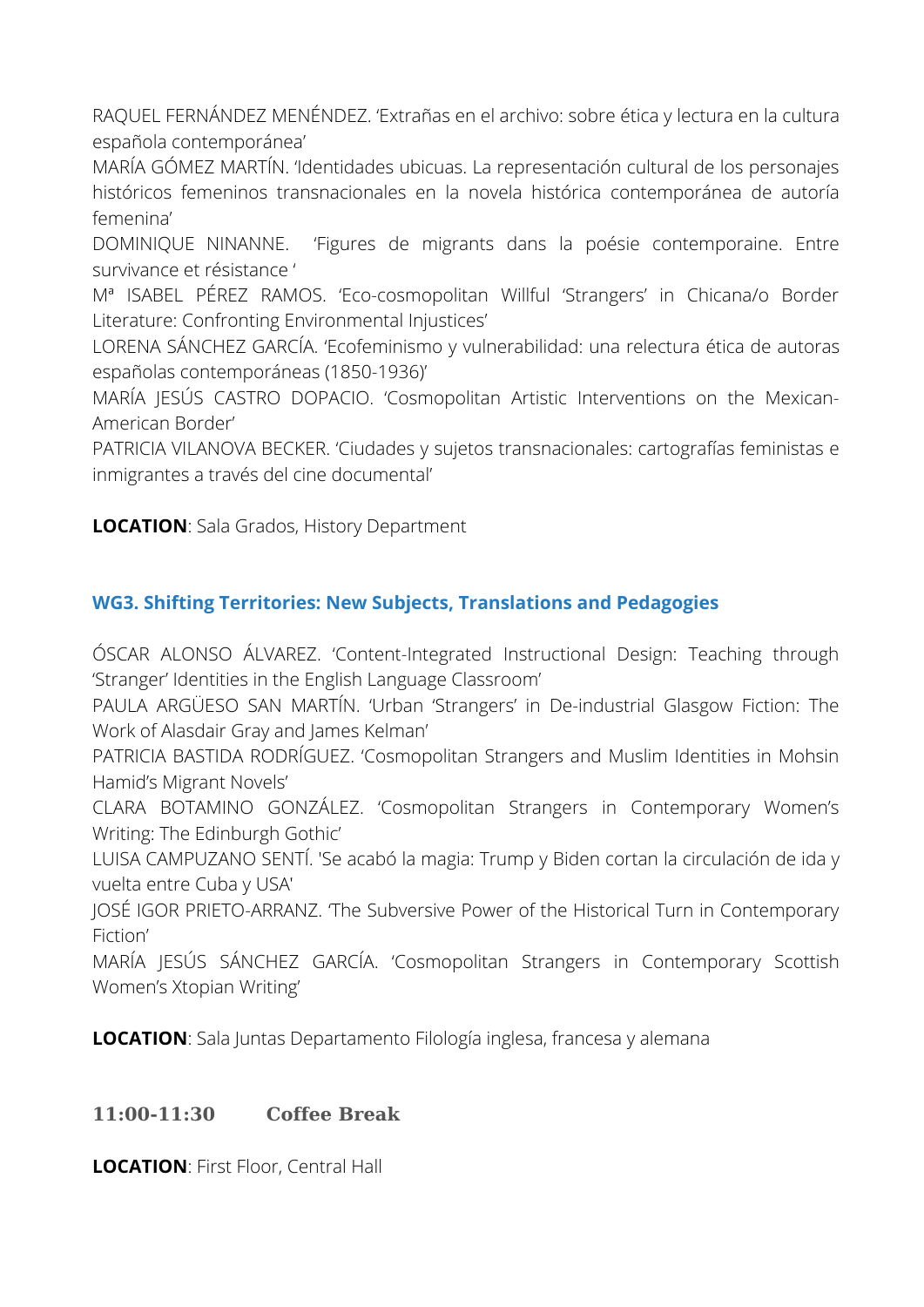RAQUEL FERNÁNDEZ MENÉNDEZ. 'Extrañas en el archivo: sobre ética y lectura en la cultura española contemporánea'

MARÍA GÓMEZ MARTÍN. 'Identidades ubicuas. La representación cultural de los personajes históricos femeninos transnacionales en la novela histórica contemporánea de autoría femenina'

DOMINIQUE NINANNE. 'Figures de migrants dans la poésie contemporaine. Entre survivance et résistance '

Mª ISABEL PÉREZ RAMOS. 'Eco-cosmopolitan Willful 'Strangers' in Chicana/o Border Literature: Confronting Environmental Injustices'

LORENA SÁNCHEZ GARCÍA. 'Ecofeminismo y vulnerabilidad: una relectura ética de autoras españolas contemporáneas (1850-1936)'

MARÍA JESÚS CASTRO DOPACIO. 'Cosmopolitan Artistic Interventions on the Mexican-American Border'

PATRICIA VILANOVA BECKER. 'Ciudades y sujetos transnacionales: cartografías feministas e inmigrantes a través del cine documental'

**LOCATION**: Sala Grados, History Department

### WG3. Shifting Territories: New Subjects, Translations and Pedagogies

ÓSCAR ALONSO ÁLVAREZ. 'Content-Integrated Instructional Design: Teaching through 'Stranger' Identities in the English Language Classroom'

PAULA ARGÜESO SAN MARTÍN. 'Urban 'Strangers' in De-industrial Glasgow Fiction: The Work of Alasdair Gray and James Kelman'

PATRICIA BASTIDA RODRÍGUEZ. 'Cosmopolitan Strangers and Muslim Identities in Mohsin Hamid's Migrant Novels'

CLARA BOTAMINO GONZÁLEZ. 'Cosmopolitan Strangers in Contemporary Women's Writing: The Edinburgh Gothic'

LUISA CAMPUZANO SENTÍ. 'Se acabó la magia: Trump y Biden cortan la circulación de ida y vuelta entre Cuba y USA'

JOSÉ IGOR PRIETO-ARRANZ. 'The Subversive Power of the Historical Turn in Contemporary Fiction'

MARÍA JESÚS SÁNCHEZ GARCÍA. 'Cosmopolitan Strangers in Contemporary Scottish Women's Xtopian Writing'

**LOCATION**: Sala Juntas Departamento Filología inglesa, francesa y alemana

**11:00-11:30 Coffee Break**

**LOCATION**: First Floor, Central Hall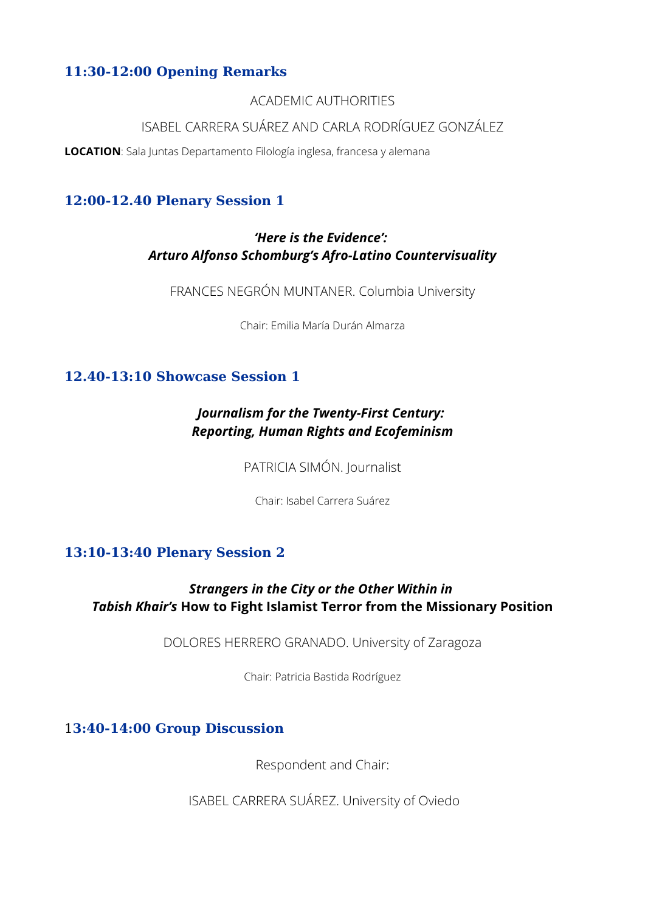### 11:30-12:00 Opening Remarks

ACADEMIC AUTHORITIES

ISABEL CARRERA SUÁREZ AND CARLA RODRÍGUEZ GONZÁLEZ

**LOCATION**: Sala Juntas Departamento Filología inglesa, francesa y alemana

### 12:00-12.40 Plenary Session 1

***'Here is the Evidence':***
***Arturo Alfonso Schomburg's Afro-Latino Countervisuality***

FRANCES NEGRÓN MUNTANER. Columbia University

Chair: Emilia María Durán Almarza

### 12.40-13:10 Showcase Session 1

***Journalism for the Twenty-First Century:***
***Reporting, Human Rights and Ecofeminism***

PATRICIA SIMÓN. Journalist

Chair: Isabel Carrera Suárez

### 13:10-13:40 Plenary Session 2

***Strangers in the City or the Other Within in***
***Tabish Khair's*** **How to Fight Islamist Terror from the Missionary Position**

DOLORES HERRERO GRANADO. University of Zaragoza

Chair: Patricia Bastida Rodríguez

### 13:40-14:00 Group Discussion

Respondent and Chair:

ISABEL CARRERA SUÁREZ. University of Oviedo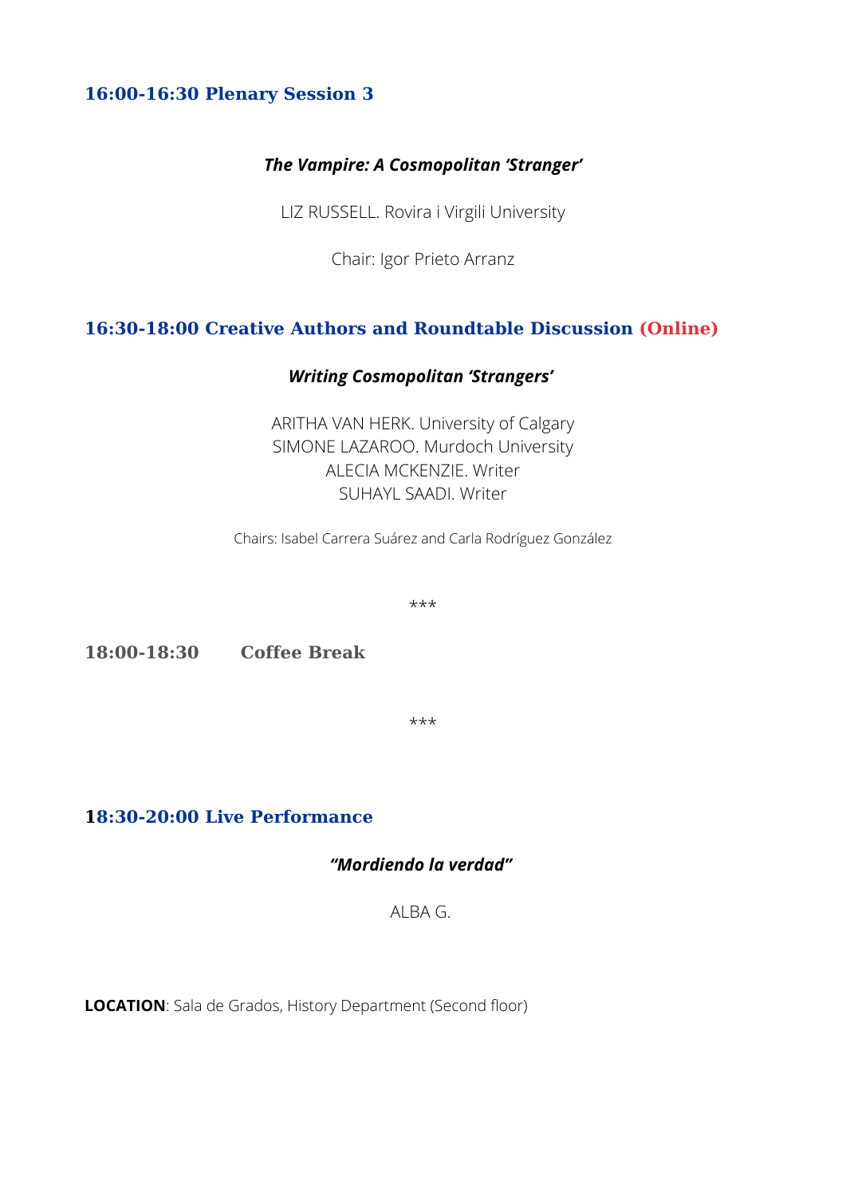### 16:00-16:30 Plenary Session 3

***The Vampire: A Cosmopolitan 'Stranger'***

LIZ RUSSELL. Rovira i Virgili University

Chair: Igor Prieto Arranz

### 16:30-18:00 Creative Authors and Roundtable Discussion (Online)

***Writing Cosmopolitan 'Strangers'***

ARITHA VAN HERK. University of Calgary
SIMONE LAZAROO. Murdoch University
ALECIA MCKENZIE. Writer
SUHAYL SAADI. Writer

Chairs: Isabel Carrera Suárez and Carla Rodríguez González

***

**18:00-18:30 Coffee Break**

***

### 18:30-20:00 Live Performance

***"Mordiendo la verdad"***

ALBA G.

**LOCATION**: Sala de Grados, History Department (Second floor)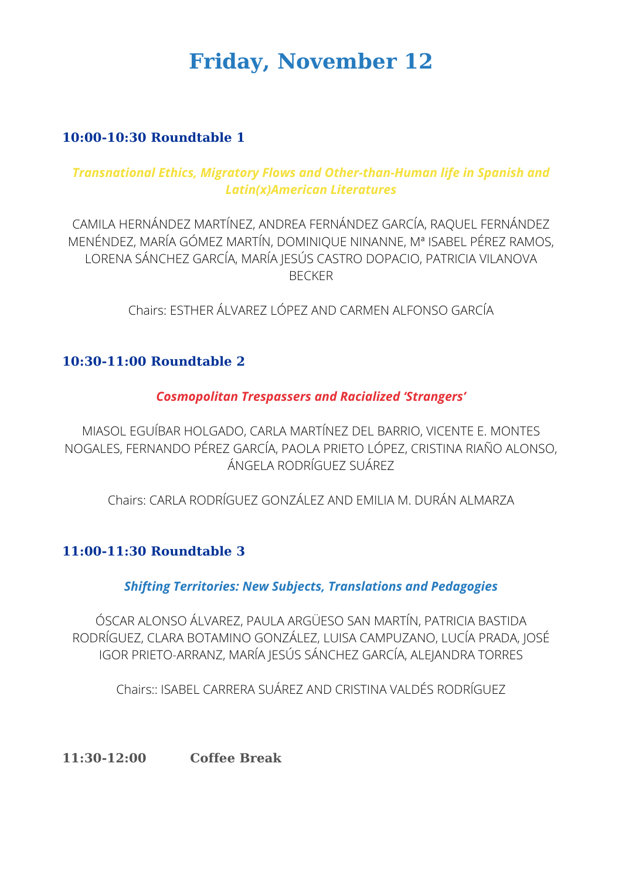# Friday, November 12

### 10:00-10:30 Roundtable 1

***Transnational Ethics, Migratory Flows and Other-than-Human life in Spanish and Latin(x)American Literatures***

CAMILA HERNÁNDEZ MARTÍNEZ, ANDREA FERNÁNDEZ GARCÍA, RAQUEL FERNÁNDEZ MENÉNDEZ, MARÍA GÓMEZ MARTÍN, DOMINIQUE NINANNE, Mª ISABEL PÉREZ RAMOS, LORENA SÁNCHEZ GARCÍA, MARÍA JESÚS CASTRO DOPACIO, PATRICIA VILANOVA BECKER

Chairs: ESTHER ÁLVAREZ LÓPEZ AND CARMEN ALFONSO GARCÍA

### 10:30-11:00 Roundtable 2

***Cosmopolitan Trespassers and Racialized 'Strangers'***

MIASOL EGUÍBAR HOLGADO, CARLA MARTÍNEZ DEL BARRIO, VICENTE E. MONTES NOGALES, FERNANDO PÉREZ GARCÍA, PAOLA PRIETO LÓPEZ, CRISTINA RIAÑO ALONSO, ÁNGELA RODRÍGUEZ SUÁREZ

Chairs: CARLA RODRÍGUEZ GONZÁLEZ AND EMILIA M. DURÁN ALMARZA

### 11:00-11:30 Roundtable 3

***Shifting Territories: New Subjects, Translations and Pedagogies***

ÓSCAR ALONSO ÁLVAREZ, PAULA ARGÜESO SAN MARTÍN, PATRICIA BASTIDA RODRÍGUEZ, CLARA BOTAMINO GONZÁLEZ, LUISA CAMPUZANO, LUCÍA PRADA, JOSÉ IGOR PRIETO-ARRANZ, MARÍA JESÚS SÁNCHEZ GARCÍA, ALEJANDRA TORRES

Chairs:: ISABEL CARRERA SUÁREZ AND CRISTINA VALDÉS RODRÍGUEZ

**11:30-12:00 Coffee Break**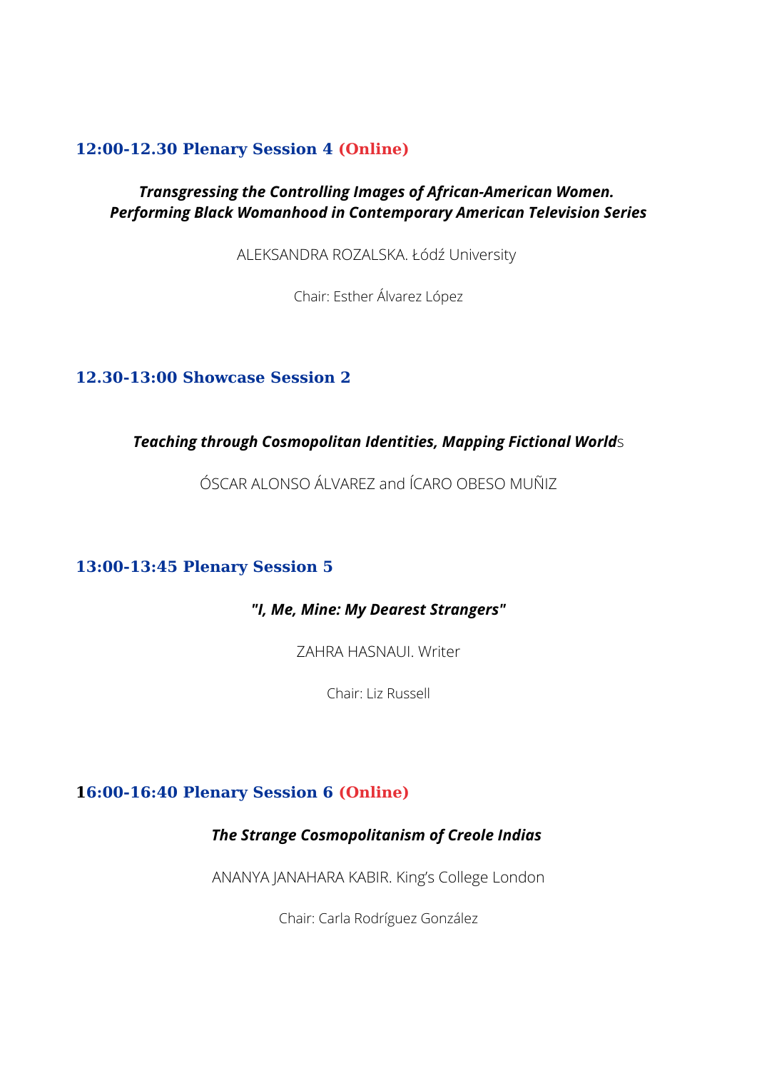### 12:00-12.30 Plenary Session 4 (Online)

***Transgressing the Controlling Images of African-American Women. Performing Black Womanhood in Contemporary American Television Series***

ALEKSANDRA ROZALSKA. Łódź University

Chair: Esther Álvarez López

### 12.30-13:00 Showcase Session 2

***Teaching through Cosmopolitan Identities, Mapping Fictional Worlds***

ÓSCAR ALONSO ÁLVAREZ and ÍCARO OBESO MUÑIZ

### 13:00-13:45 Plenary Session 5

***"I, Me, Mine: My Dearest Strangers"***

ZAHRA HASNAUI. Writer

Chair: Liz Russell

### 16:00-16:40 Plenary Session 6 (Online)

***The Strange Cosmopolitanism of Creole Indias***

ANANYA JANAHARA KABIR. King's College London

Chair: Carla Rodríguez González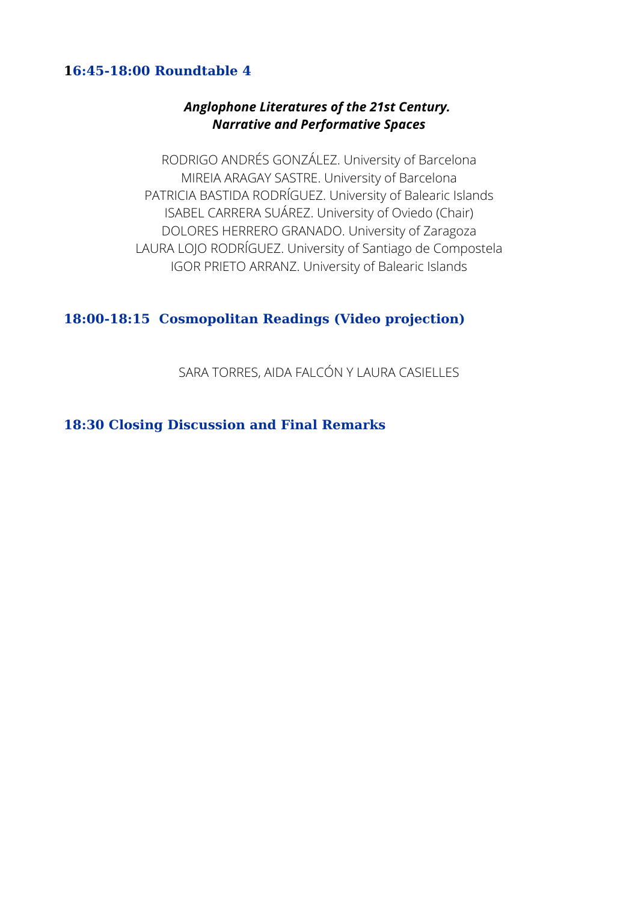### 16:45-18:00 Roundtable 4

***Anglophone Literatures of the 21st Century.***
***Narrative and Performative Spaces***

RODRIGO ANDRÉS GONZÁLEZ. University of Barcelona
MIREIA ARAGAY SASTRE. University of Barcelona
PATRICIA BASTIDA RODRÍGUEZ. University of Balearic Islands
ISABEL CARRERA SUÁREZ. University of Oviedo (Chair)
DOLORES HERRERO GRANADO. University of Zaragoza
LAURA LOJO RODRÍGUEZ. University of Santiago de Compostela
IGOR PRIETO ARRANZ. University of Balearic Islands

### 18:00-18:15 Cosmopolitan Readings (Video projection)

SARA TORRES, AIDA FALCÓN Y LAURA CASIELLES

### 18:30 Closing Discussion and Final Remarks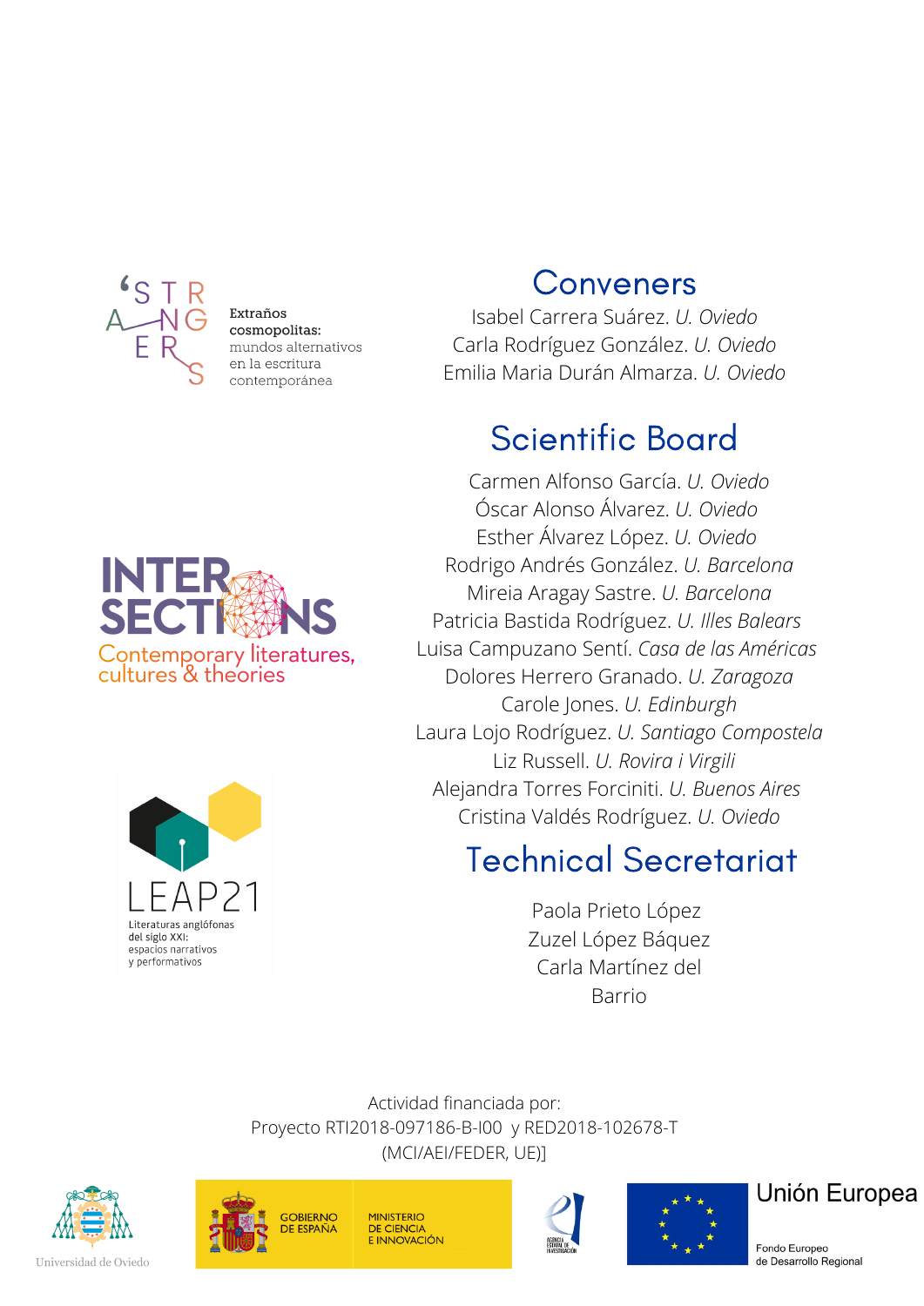STRANGERS

**Extraños cosmopolitas:** mundos alternativos en la escritura contemporánea

INTERSECTIONS

Contemporary literatures, cultures & theories

LEAP21

Literaturas anglófonas del siglo XXI: espacios narrativos y performativos

## Conveners

Isabel Carrera Suárez. *U. Oviedo*
Carla Rodríguez González. *U. Oviedo*
Emilia Maria Durán Almarza. *U. Oviedo*

## Scientific Board

Carmen Alfonso García. *U. Oviedo*
Óscar Alonso Álvarez. *U. Oviedo*
Esther Álvarez López. *U. Oviedo*
Rodrigo Andrés González. *U. Barcelona*
Mireia Aragay Sastre. *U. Barcelona*
Patricia Bastida Rodríguez. *U. Illes Balears*
Luisa Campuzano Sentí. *Casa de las Américas*
Dolores Herrero Granado. *U. Zaragoza*
Carole Jones. *U. Edinburgh*
Laura Lojo Rodríguez. *U. Santiago Compostela*
Liz Russell. *U. Rovira i Virgili*
Alejandra Torres Forciniti. *U. Buenos Aires*
Cristina Valdés Rodríguez. *U. Oviedo*

## Technical Secretariat

Paola Prieto López
Zuzel López Báquez
Carla Martínez del Barrio

Actividad financiada por:
Proyecto RTI2018-097186-B-I00 y RED2018-102678-T
(MCI/AEI/FEDER, UE)]

Universidad de Oviedo

GOBIERNO DE ESPAÑA — MINISTERIO DE CIENCIA E INNOVACIÓN

AGENCIA ESTATAL DE INVESTIGACIÓN

Unión Europea
Fondo Europeo de Desarrollo Regional